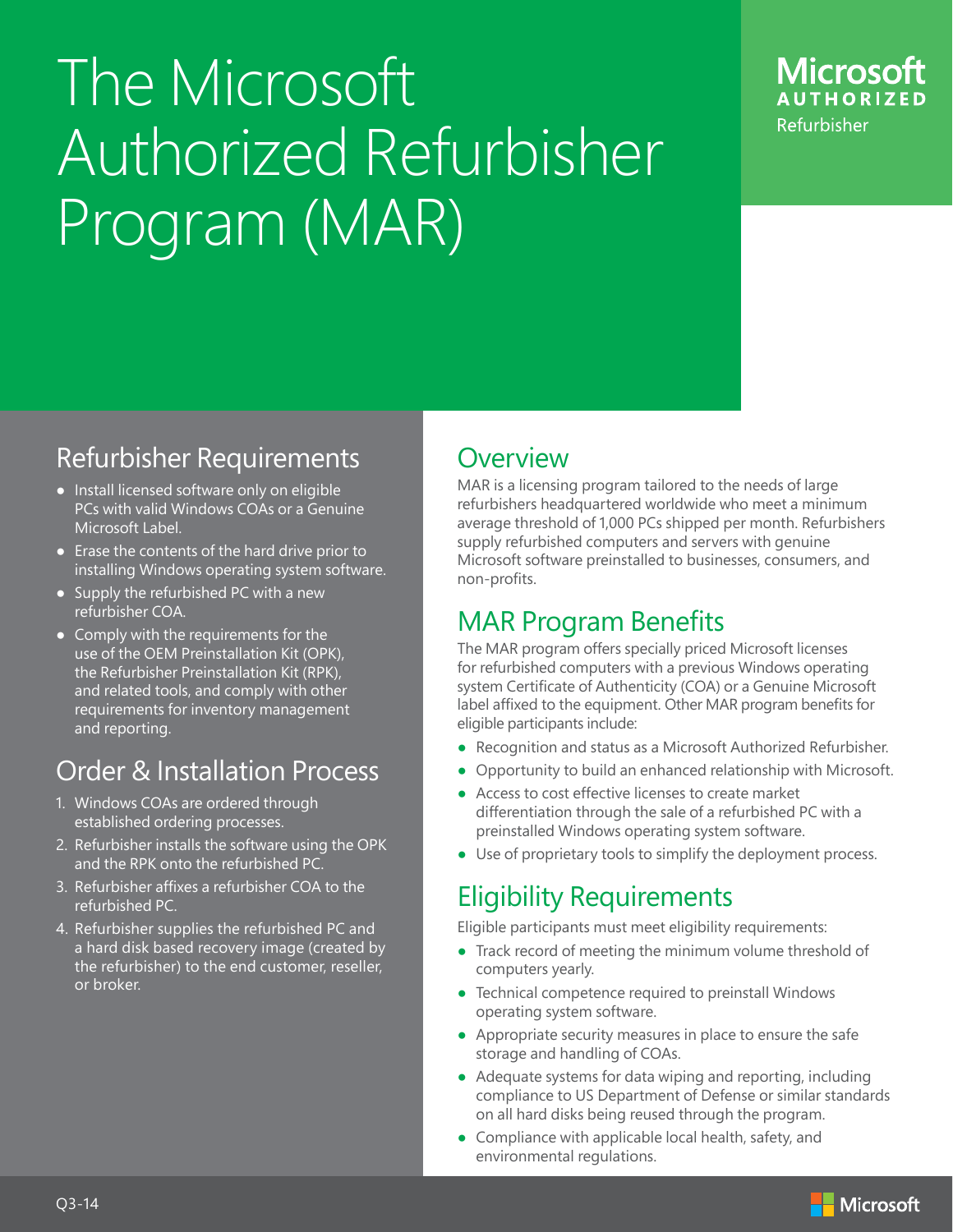# The Microsoft Authorized Refurbisher Program (MAR)

Microsoft AUTHORIZED Refurbisher

## Refurbisher Requirements

- Install licensed software only on eligible PCs with valid Windows COAs or a Genuine Microsoft Label.
- Erase the contents of the hard drive prior to installing Windows operating system software.
- Supply the refurbished PC with a new refurbisher COA.
- Comply with the requirements for the use of the OEM Preinstallation Kit (OPK), the Refurbisher Preinstallation Kit (RPK), and related tools, and comply with other requirements for inventory management and reporting.

## Order & Installation Process

1. Windows COAs are ordered through established ordering processes.
2. Refurbisher installs the software using the OPK and the RPK onto the refurbished PC.
3. Refurbisher affixes a refurbisher COA to the refurbished PC.
4. Refurbisher supplies the refurbished PC and a hard disk based recovery image (created by the refurbisher) to the end customer, reseller, or broker.

## Overview

MAR is a licensing program tailored to the needs of large refurbishers headquartered worldwide who meet a minimum average threshold of 1,000 PCs shipped per month. Refurbishers supply refurbished computers and servers with genuine Microsoft software preinstalled to businesses, consumers, and non-profits.

## MAR Program Benefits

The MAR program offers specially priced Microsoft licenses for refurbished computers with a previous Windows operating system Certificate of Authenticity (COA) or a Genuine Microsoft label affixed to the equipment. Other MAR program benefits for eligible participants include:

- Recognition and status as a Microsoft Authorized Refurbisher.
- Opportunity to build an enhanced relationship with Microsoft.
- Access to cost effective licenses to create market differentiation through the sale of a refurbished PC with a preinstalled Windows operating system software.
- Use of proprietary tools to simplify the deployment process.

## Eligibility Requirements

Eligible participants must meet eligibility requirements:

- Track record of meeting the minimum volume threshold of computers yearly.
- Technical competence required to preinstall Windows operating system software.
- Appropriate security measures in place to ensure the safe storage and handling of COAs.
- Adequate systems for data wiping and reporting, including compliance to US Department of Defense or similar standards on all hard disks being reused through the program.
- Compliance with applicable local health, safety, and environmental regulations.

Q3-14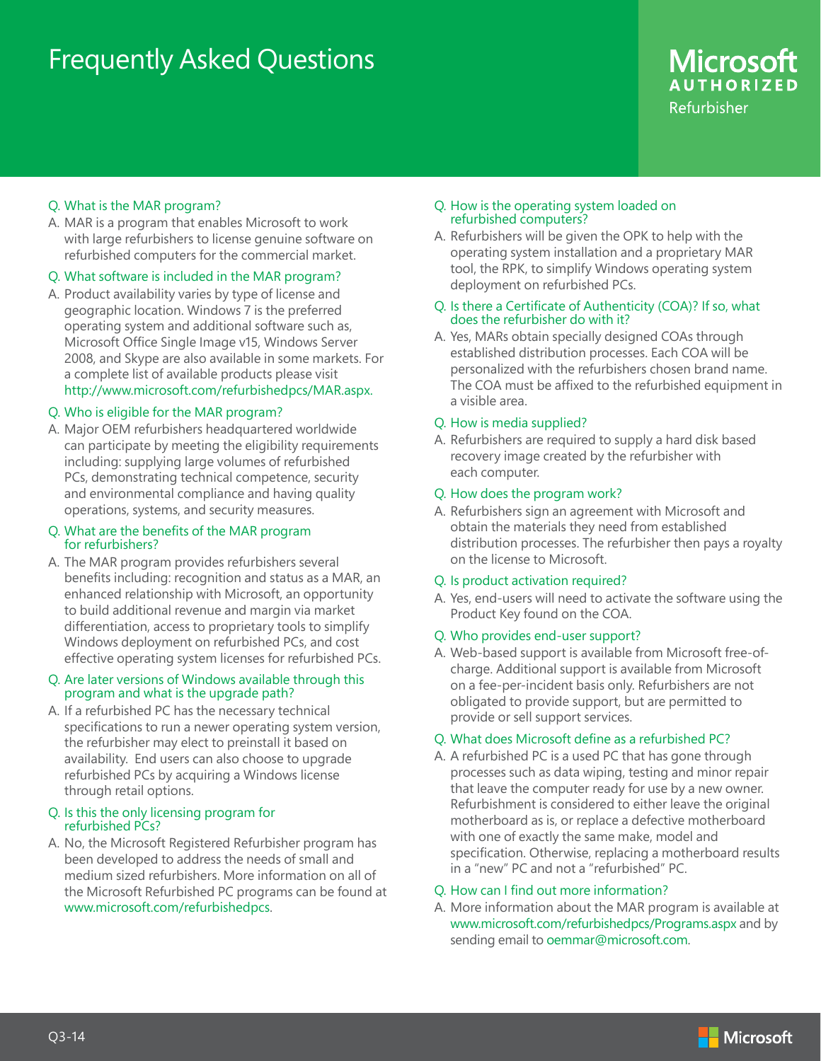# Frequently Asked Questions

**Microsoft AUTHORIZED Refurbisher**

Q. What is the MAR program?

A. MAR is a program that enables Microsoft to work with large refurbishers to license genuine software on refurbished computers for the commercial market.

Q. What software is included in the MAR program?

A. Product availability varies by type of license and geographic location. Windows 7 is the preferred operating system and additional software such as, Microsoft Office Single Image v15, Windows Server 2008, and Skype are also available in some markets. For a complete list of available products please visit http://www.microsoft.com/refurbishedpcs/MAR.aspx.

Q. Who is eligible for the MAR program?

A. Major OEM refurbishers headquartered worldwide can participate by meeting the eligibility requirements including: supplying large volumes of refurbished PCs, demonstrating technical competence, security and environmental compliance and having quality operations, systems, and security measures.

Q. What are the benefits of the MAR program for refurbishers?

A. The MAR program provides refurbishers several benefits including: recognition and status as a MAR, an enhanced relationship with Microsoft, an opportunity to build additional revenue and margin via market differentiation, access to proprietary tools to simplify Windows deployment on refurbished PCs, and cost effective operating system licenses for refurbished PCs.

Q. Are later versions of Windows available through this program and what is the upgrade path?

A. If a refurbished PC has the necessary technical specifications to run a newer operating system version, the refurbisher may elect to preinstall it based on availability. End users can also choose to upgrade refurbished PCs by acquiring a Windows license through retail options.

Q. Is this the only licensing program for refurbished PCs?

A. No, the Microsoft Registered Refurbisher program has been developed to address the needs of small and medium sized refurbishers. More information on all of the Microsoft Refurbished PC programs can be found at www.microsoft.com/refurbishedpcs.

Q. How is the operating system loaded on refurbished computers?

A. Refurbishers will be given the OPK to help with the operating system installation and a proprietary MAR tool, the RPK, to simplify Windows operating system deployment on refurbished PCs.

Q. Is there a Certificate of Authenticity (COA)? If so, what does the refurbisher do with it?

A. Yes, MARs obtain specially designed COAs through established distribution processes. Each COA will be personalized with the refurbishers chosen brand name. The COA must be affixed to the refurbished equipment in a visible area.

Q. How is media supplied?

A. Refurbishers are required to supply a hard disk based recovery image created by the refurbisher with each computer.

Q. How does the program work?

A. Refurbishers sign an agreement with Microsoft and obtain the materials they need from established distribution processes. The refurbisher then pays a royalty on the license to Microsoft.

Q. Is product activation required?

A. Yes, end-users will need to activate the software using the Product Key found on the COA.

Q. Who provides end-user support?

A. Web-based support is available from Microsoft free-of-charge. Additional support is available from Microsoft on a fee-per-incident basis only. Refurbishers are not obligated to provide support, but are permitted to provide or sell support services.

Q. What does Microsoft define as a refurbished PC?

A. A refurbished PC is a used PC that has gone through processes such as data wiping, testing and minor repair that leave the computer ready for use by a new owner. Refurbishment is considered to either leave the original motherboard as is, or replace a defective motherboard with one of exactly the same make, model and specification. Otherwise, replacing a motherboard results in a "new" PC and not a "refurbished" PC.

Q. How can I find out more information?

A. More information about the MAR program is available at www.microsoft.com/refurbishedpcs/Programs.aspx and by sending email to oemmar@microsoft.com.

Q3-14